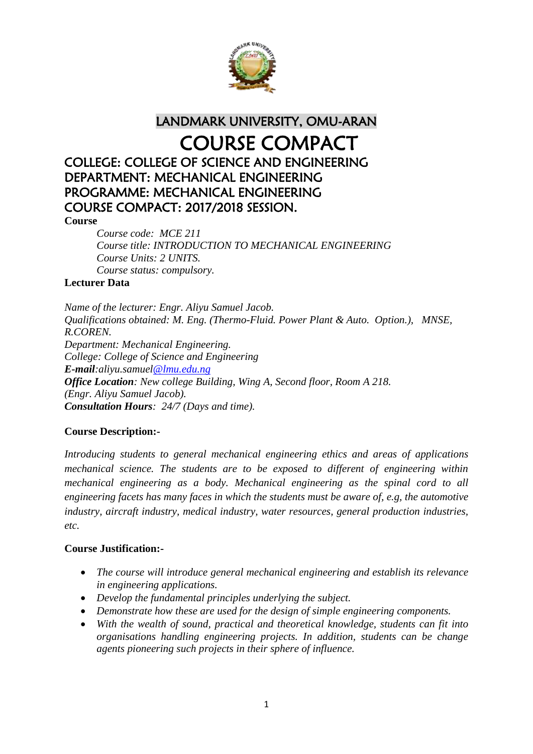# LANDMARK UNIVERSITY, OMU-ARAN

# COURSE COMPACT

## COLLEGE: COLLEGE OF SCIENCE AND ENGINEERING
## DEPARTMENT: MECHANICAL ENGINEERING
## PROGRAMME: MECHANICAL ENGINEERING
## COURSE COMPACT: 2017/2018 SESSION.

**Course**

*Course code: MCE 211*
*Course title: INTRODUCTION TO MECHANICAL ENGINEERING*
*Course Units: 2 UNITS.*
*Course status: compulsory.*

**Lecturer Data**

*Name of the lecturer: Engr. Aliyu Samuel Jacob.*
*Qualifications obtained: M. Eng. (Thermo-Fluid. Power Plant & Auto. Option.), MNSE, R.COREN.*
*Department: Mechanical Engineering.*
*College: College of Science and Engineering*
***E-mail**:aliyu.samuel@lmu.edu.ng*
***Office Location**: New college Building, Wing A, Second floor, Room A 218. (Engr. Aliyu Samuel Jacob).*
***Consultation Hours**: 24/7 (Days and time).*

**Course Description:-**

*Introducing students to general mechanical engineering ethics and areas of applications mechanical science. The students are to be exposed to different of engineering within mechanical engineering as a body. Mechanical engineering as the spinal cord to all engineering facets has many faces in which the students must be aware of, e.g, the automotive industry, aircraft industry, medical industry, water resources, general production industries, etc.*

**Course Justification:-**

- *The course will introduce general mechanical engineering and establish its relevance in engineering applications.*
- *Develop the fundamental principles underlying the subject.*
- *Demonstrate how these are used for the design of simple engineering components.*
- *With the wealth of sound, practical and theoretical knowledge, students can fit into organisations handling engineering projects. In addition, students can be change agents pioneering such projects in their sphere of influence.*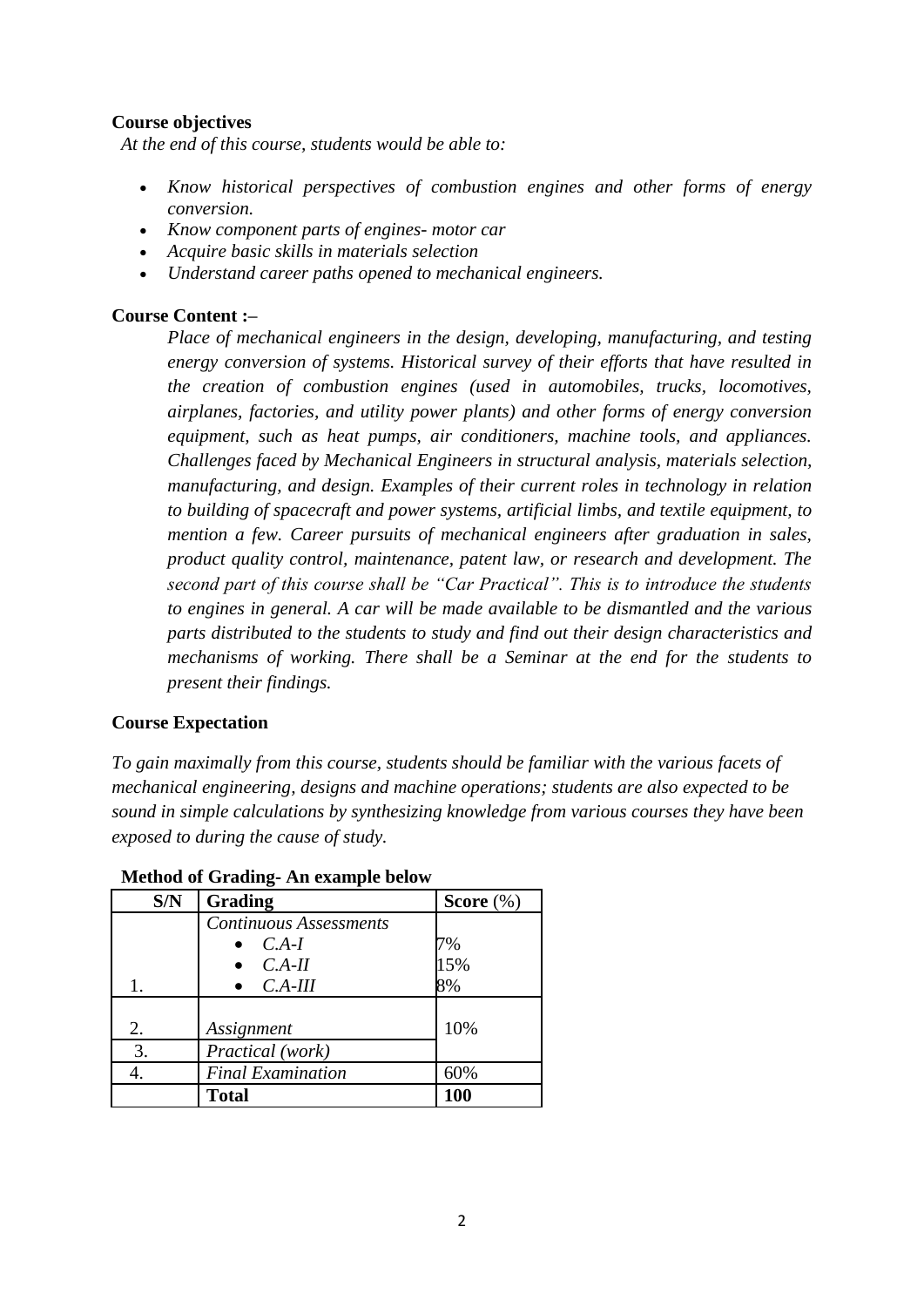**Course objectives**

*At the end of this course, students would be able to:*

- *Know historical perspectives of combustion engines and other forms of energy conversion.*
- *Know component parts of engines- motor car*
- *Acquire basic skills in materials selection*
- *Understand career paths opened to mechanical engineers.*

**Course Content :–**

*Place of mechanical engineers in the design, developing, manufacturing, and testing energy conversion of systems. Historical survey of their efforts that have resulted in the creation of combustion engines (used in automobiles, trucks, locomotives, airplanes, factories, and utility power plants) and other forms of energy conversion equipment, such as heat pumps, air conditioners, machine tools, and appliances. Challenges faced by Mechanical Engineers in structural analysis, materials selection, manufacturing, and design. Examples of their current roles in technology in relation to building of spacecraft and power systems, artificial limbs, and textile equipment, to mention a few. Career pursuits of mechanical engineers after graduation in sales, product quality control, maintenance, patent law, or research and development. The second part of this course shall be "Car Practical". This is to introduce the students to engines in general. A car will be made available to be dismantled and the various parts distributed to the students to study and find out their design characteristics and mechanisms of working. There shall be a Seminar at the end for the students to present their findings.*

**Course Expectation**

*To gain maximally from this course, students should be familiar with the various facets of mechanical engineering, designs and machine operations; students are also expected to be sound in simple calculations by synthesizing knowledge from various courses they have been exposed to during the cause of study.*

**Method of Grading- An example below**

| S/N | Grading | Score (%) |
|---|---|---|
| 1. | *Continuous Assessments*<br>• *C.A-I*<br>• *C.A-II*<br>• *C.A-III* | <br>7%<br>15%<br>8% |
| 2. | *Assignment* | 10% |
| 3. | *Practical (work)* | |
| 4. | *Final Examination* | 60% |
| | **Total** | **100** |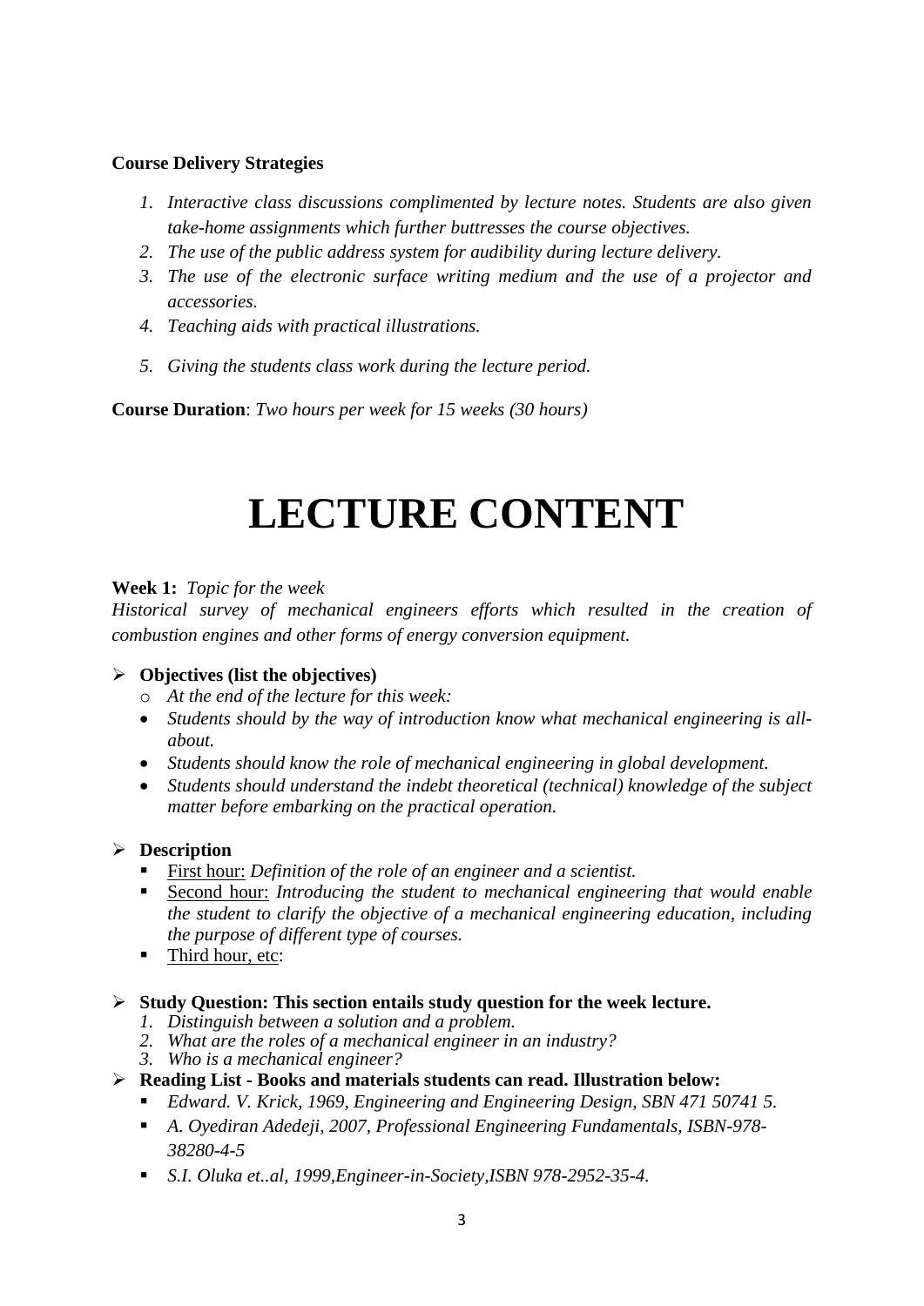**Course Delivery Strategies**

1. *Interactive class discussions complimented by lecture notes. Students are also given take-home assignments which further buttresses the course objectives.*
2. *The use of the public address system for audibility during lecture delivery.*
3. *The use of the electronic surface writing medium and the use of a projector and accessories.*
4. *Teaching aids with practical illustrations.*
5. *Giving the students class work during the lecture period.*

**Course Duration**: *Two hours per week for 15 weeks (30 hours)*

# LECTURE CONTENT

**Week 1:** *Topic for the week*
*Historical survey of mechanical engineers efforts which resulted in the creation of combustion engines and other forms of energy conversion equipment.*

- **Objectives (list the objectives)**
  - *At the end of the lecture for this week:*
  - *Students should by the way of introduction know what mechanical engineering is all-about.*
  - *Students should know the role of mechanical engineering in global development.*
  - *Students should understand the indebt theoretical (technical) knowledge of the subject matter before embarking on the practical operation.*

- **Description**
  - First hour: *Definition of the role of an engineer and a scientist.*
  - Second hour: *Introducing the student to mechanical engineering that would enable the student to clarify the objective of a mechanical engineering education, including the purpose of different type of courses.*
  - Third hour, etc:

- **Study Question: This section entails study question for the week lecture.**
  1. *Distinguish between a solution and a problem.*
  2. *What are the roles of a mechanical engineer in an industry?*
  3. *Who is a mechanical engineer?*

- **Reading List - Books and materials students can read. Illustration below:**
  - *Edward. V. Krick, 1969, Engineering and Engineering Design, SBN 471 50741 5.*
  - *A. Oyediran Adedeji, 2007, Professional Engineering Fundamentals, ISBN-978-38280-4-5*
  - *S.I. Oluka et..al, 1999,Engineer-in-Society,ISBN 978-2952-35-4.*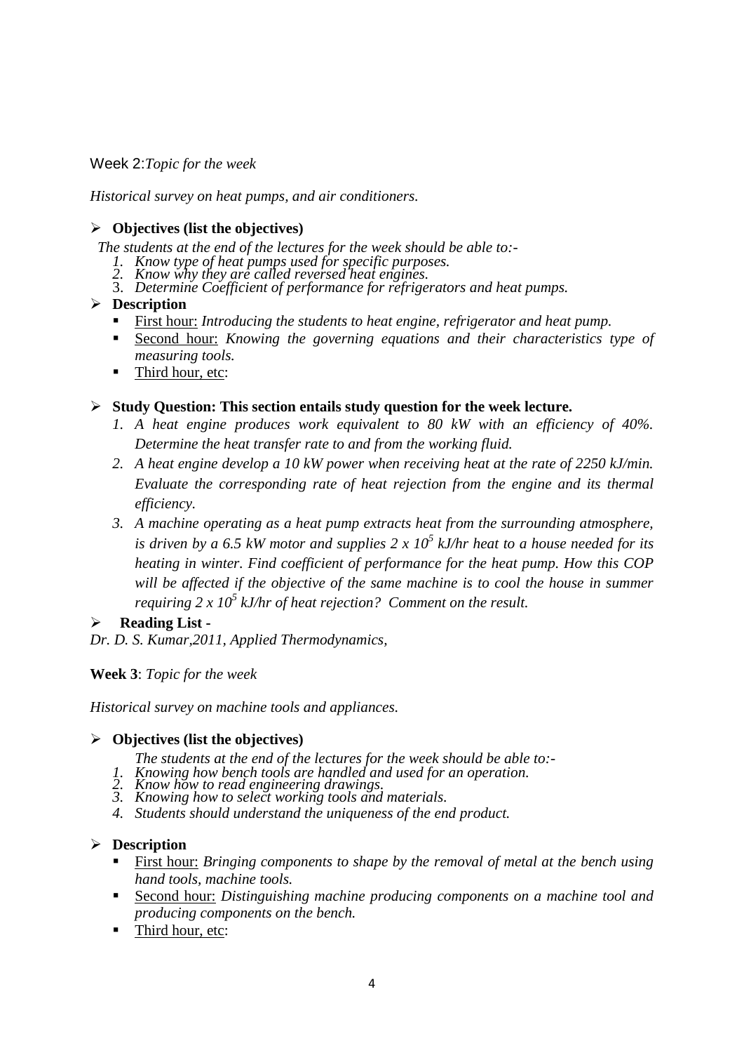Week 2:*Topic for the week*

*Historical survey on heat pumps, and air conditioners.*

- **Objectives (list the objectives)**

 *The students at the end of the lectures for the week should be able to:-*
 1. *Know type of heat pumps used for specific purposes.*
 2. *Know why they are called reversed heat engines.*
 3. *Determine Coefficient of performance for refrigerators and heat pumps.*

- **Description**
 - First hour: *Introducing the students to heat engine, refrigerator and heat pump.*
 - Second hour: *Knowing the governing equations and their characteristics type of measuring tools.*
 - Third hour, etc:

- **Study Question: This section entails study question for the week lecture.**
 1. *A heat engine produces work equivalent to 80 kW with an efficiency of 40%. Determine the heat transfer rate to and from the working fluid.*
 2. *A heat engine develop a 10 kW power when receiving heat at the rate of 2250 kJ/min. Evaluate the corresponding rate of heat rejection from the engine and its thermal efficiency.*
 3. *A machine operating as a heat pump extracts heat from the surrounding atmosphere, is driven by a 6.5 kW motor and supplies $2 \times 10^5$ kJ/hr heat to a house needed for its heating in winter. Find coefficient of performance for the heat pump. How this COP will be affected if the objective of the same machine is to cool the house in summer requiring $2 \times 10^5$ kJ/hr of heat rejection? Comment on the result.*

- **Reading List -**

*Dr. D. S. Kumar,2011, Applied Thermodynamics,*

**Week 3**: *Topic for the week*

*Historical survey on machine tools and appliances.*

- **Objectives (list the objectives)**

 *The students at the end of the lectures for the week should be able to:-*
 1. *Knowing how bench tools are handled and used for an operation.*
 2. *Know how to read engineering drawings.*
 3. *Knowing how to select working tools and materials.*
 4. *Students should understand the uniqueness of the end product.*

- **Description**
 - First hour: *Bringing components to shape by the removal of metal at the bench using hand tools, machine tools.*
 - Second hour: *Distinguishing machine producing components on a machine tool and producing components on the bench.*
 - Third hour, etc: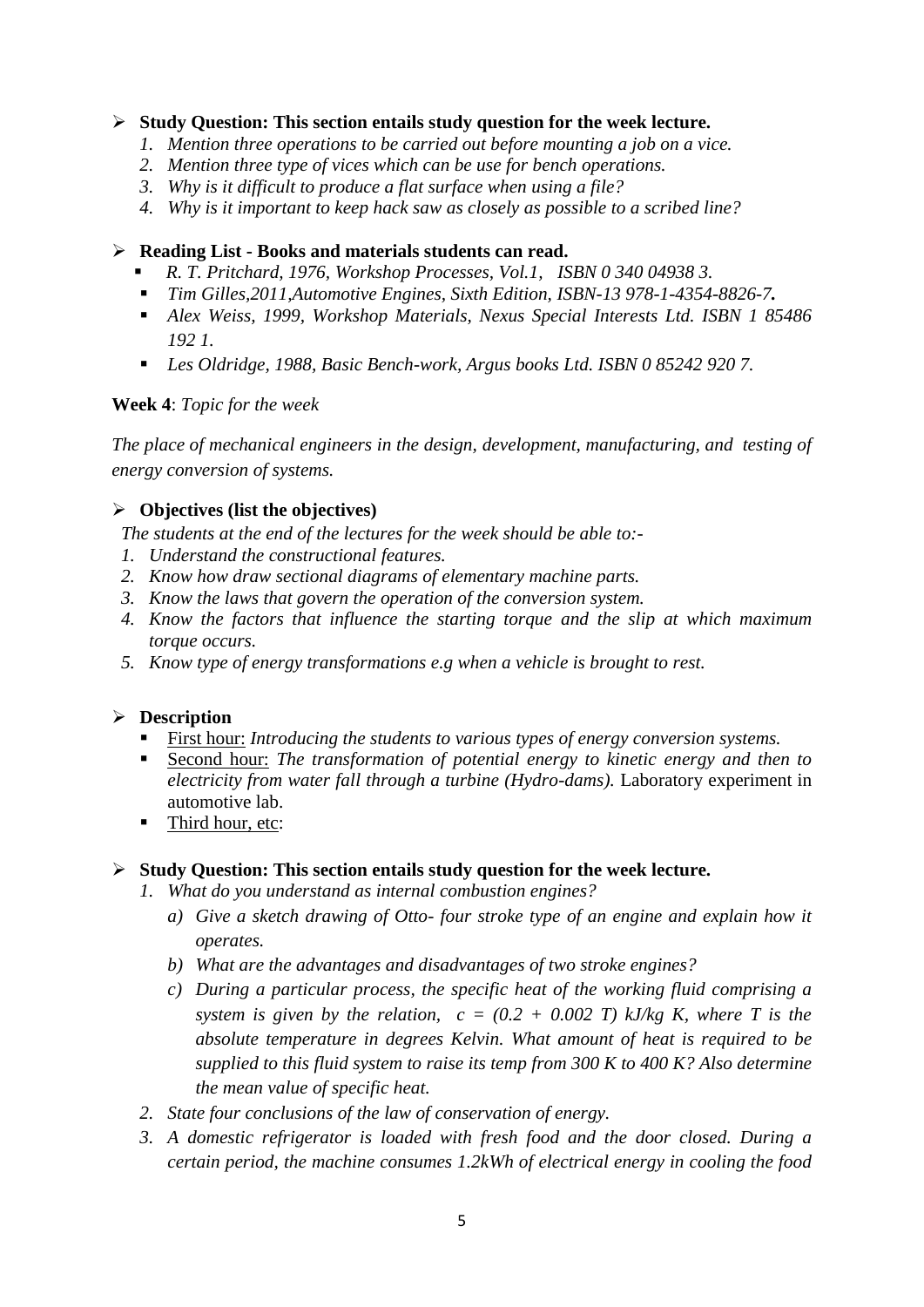- **Study Question: This section entails study question for the week lecture.**
    1. *Mention three operations to be carried out before mounting a job on a vice.*
    2. *Mention three type of vices which can be use for bench operations.*
    3. *Why is it difficult to produce a flat surface when using a file?*
    4. *Why is it important to keep hack saw as closely as possible to a scribed line?*

- **Reading List - Books and materials students can read.**
    - *R. T. Pritchard, 1976, Workshop Processes, Vol.1, ISBN 0 340 04938 3.*
    - *Tim Gilles,2011,Automotive Engines, Sixth Edition, ISBN-13 978-1-4354-8826-7.*
    - *Alex Weiss, 1999, Workshop Materials, Nexus Special Interests Ltd. ISBN 1 85486 192 1.*
    - *Les Oldridge, 1988, Basic Bench-work, Argus books Ltd. ISBN 0 85242 920 7.*

**Week 4**: *Topic for the week*

*The place of mechanical engineers in the design, development, manufacturing, and testing of energy conversion of systems.*

- **Objectives (list the objectives)**

  *The students at the end of the lectures for the week should be able to:-*
    1. *Understand the constructional features.*
    2. *Know how draw sectional diagrams of elementary machine parts.*
    3. *Know the laws that govern the operation of the conversion system.*
    4. *Know the factors that influence the starting torque and the slip at which maximum torque occurs.*
    5. *Know type of energy transformations e.g when a vehicle is brought to rest.*

- **Description**
    - First hour: *Introducing the students to various types of energy conversion systems.*
    - Second hour: *The transformation of potential energy to kinetic energy and then to electricity from water fall through a turbine (Hydro-dams).* Laboratory experiment in automotive lab.
    - Third hour, etc:

- **Study Question: This section entails study question for the week lecture.**
    1. *What do you understand as internal combustion engines?*
        a) *Give a sketch drawing of Otto- four stroke type of an engine and explain how it operates.*
        b) *What are the advantages and disadvantages of two stroke engines?*
        c) *During a particular process, the specific heat of the working fluid comprising a system is given by the relation, $c = (0.2 + 0.002\ T)$ kJ/kg K, where T is the absolute temperature in degrees Kelvin. What amount of heat is required to be supplied to this fluid system to raise its temp from 300 K to 400 K? Also determine the mean value of specific heat.*
    2. *State four conclusions of the law of conservation of energy.*
    3. *A domestic refrigerator is loaded with fresh food and the door closed. During a certain period, the machine consumes 1.2kWh of electrical energy in cooling the food*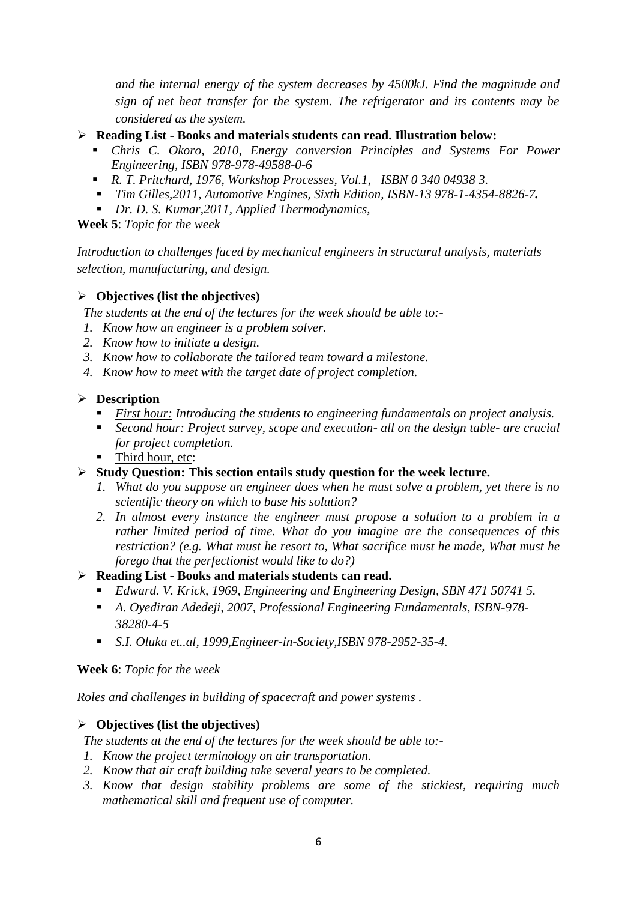*and the internal energy of the system decreases by 4500kJ. Find the magnitude and sign of net heat transfer for the system. The refrigerator and its contents may be considered as the system.*

- **Reading List - Books and materials students can read. Illustration below:**
  - *Chris C. Okoro, 2010, Energy conversion Principles and Systems For Power Engineering, ISBN 978-978-49588-0-6*
  - *R. T. Pritchard, 1976, Workshop Processes, Vol.1, ISBN 0 340 04938 3.*
  - *Tim Gilles,2011, Automotive Engines, Sixth Edition, ISBN-13 978-1-4354-8826-7.*
  - *Dr. D. S. Kumar,2011, Applied Thermodynamics,*

**Week 5**: *Topic for the week*

*Introduction to challenges faced by mechanical engineers in structural analysis, materials selection, manufacturing, and design.*

- **Objectives (list the objectives)**

  *The students at the end of the lectures for the week should be able to:-*

  1. *Know how an engineer is a problem solver.*
  2. *Know how to initiate a design.*
  3. *Know how to collaborate the tailored team toward a milestone.*
  4. *Know how to meet with the target date of project completion.*

- **Description**
  - *First hour: Introducing the students to engineering fundamentals on project analysis.*
  - *Second hour: Project survey, scope and execution- all on the design table- are crucial for project completion.*
  - Third hour, etc:

- **Study Question: This section entails study question for the week lecture.**
  1. *What do you suppose an engineer does when he must solve a problem, yet there is no scientific theory on which to base his solution?*
  2. *In almost every instance the engineer must propose a solution to a problem in a rather limited period of time. What do you imagine are the consequences of this restriction? (e.g. What must he resort to, What sacrifice must he made, What must he forego that the perfectionist would like to do?)*

- **Reading List - Books and materials students can read.**
  - *Edward. V. Krick, 1969, Engineering and Engineering Design, SBN 471 50741 5.*
  - *A. Oyediran Adedeji, 2007, Professional Engineering Fundamentals, ISBN-978-38280-4-5*
  - *S.I. Oluka et..al, 1999,Engineer-in-Society,ISBN 978-2952-35-4.*

**Week 6**: *Topic for the week*

*Roles and challenges in building of spacecraft and power systems .*

- **Objectives (list the objectives)**

  *The students at the end of the lectures for the week should be able to:-*

  1. *Know the project terminology on air transportation.*
  2. *Know that air craft building take several years to be completed.*
  3. *Know that design stability problems are some of the stickiest, requiring much mathematical skill and frequent use of computer.*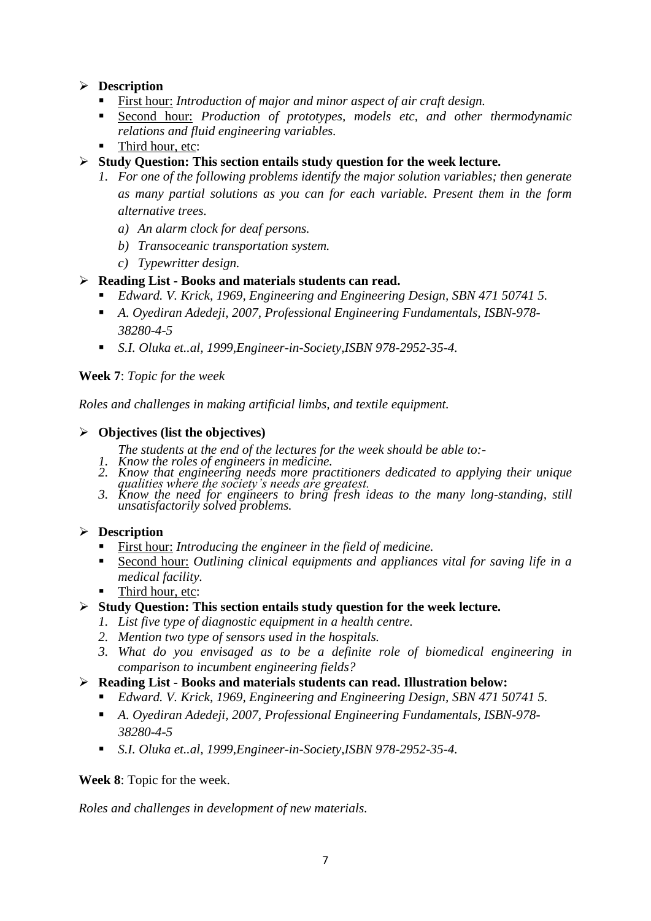- **Description**
  - <u>First hour:</u> *Introduction of major and minor aspect of air craft design.*
  - <u>Second hour:</u> *Production of prototypes, models etc, and other thermodynamic relations and fluid engineering variables.*
  - <u>Third hour, etc</u>:
- **Study Question: This section entails study question for the week lecture.**
  1. *For one of the following problems identify the major solution variables; then generate as many partial solutions as you can for each variable. Present them in the form alternative trees.*
     a) *An alarm clock for deaf persons.*
     b) *Transoceanic transportation system.*
     c) *Typewritter design.*
- **Reading List - Books and materials students can read.**
  - *Edward. V. Krick, 1969, Engineering and Engineering Design, SBN 471 50741 5.*
  - *A. Oyediran Adedeji, 2007, Professional Engineering Fundamentals, ISBN-978-38280-4-5*
  - *S.I. Oluka et..al, 1999,Engineer-in-Society,ISBN 978-2952-35-4.*

**Week 7**: *Topic for the week*

*Roles and challenges in making artificial limbs, and textile equipment.*

- **Objectives (list the objectives)**

  *The students at the end of the lectures for the week should be able to:-*
  1. *Know the roles of engineers in medicine.*
  2. *Know that engineering needs more practitioners dedicated to applying their unique qualities where the society's needs are greatest.*
  3. *Know the need for engineers to bring fresh ideas to the many long-standing, still unsatisfactorily solved problems.*

- **Description**
  - <u>First hour:</u> *Introducing the engineer in the field of medicine.*
  - <u>Second hour:</u> *Outlining clinical equipments and appliances vital for saving life in a medical facility.*
  - <u>Third hour, etc</u>:
- **Study Question: This section entails study question for the week lecture.**
  1. *List five type of diagnostic equipment in a health centre.*
  2. *Mention two type of sensors used in the hospitals.*
  3. *What do you envisaged as to be a definite role of biomedical engineering in comparison to incumbent engineering fields?*
- **Reading List - Books and materials students can read. Illustration below:**
  - *Edward. V. Krick, 1969, Engineering and Engineering Design, SBN 471 50741 5.*
  - *A. Oyediran Adedeji, 2007, Professional Engineering Fundamentals, ISBN-978-38280-4-5*
  - *S.I. Oluka et..al, 1999,Engineer-in-Society,ISBN 978-2952-35-4.*

**Week 8**: Topic for the week.

*Roles and challenges in development of new materials.*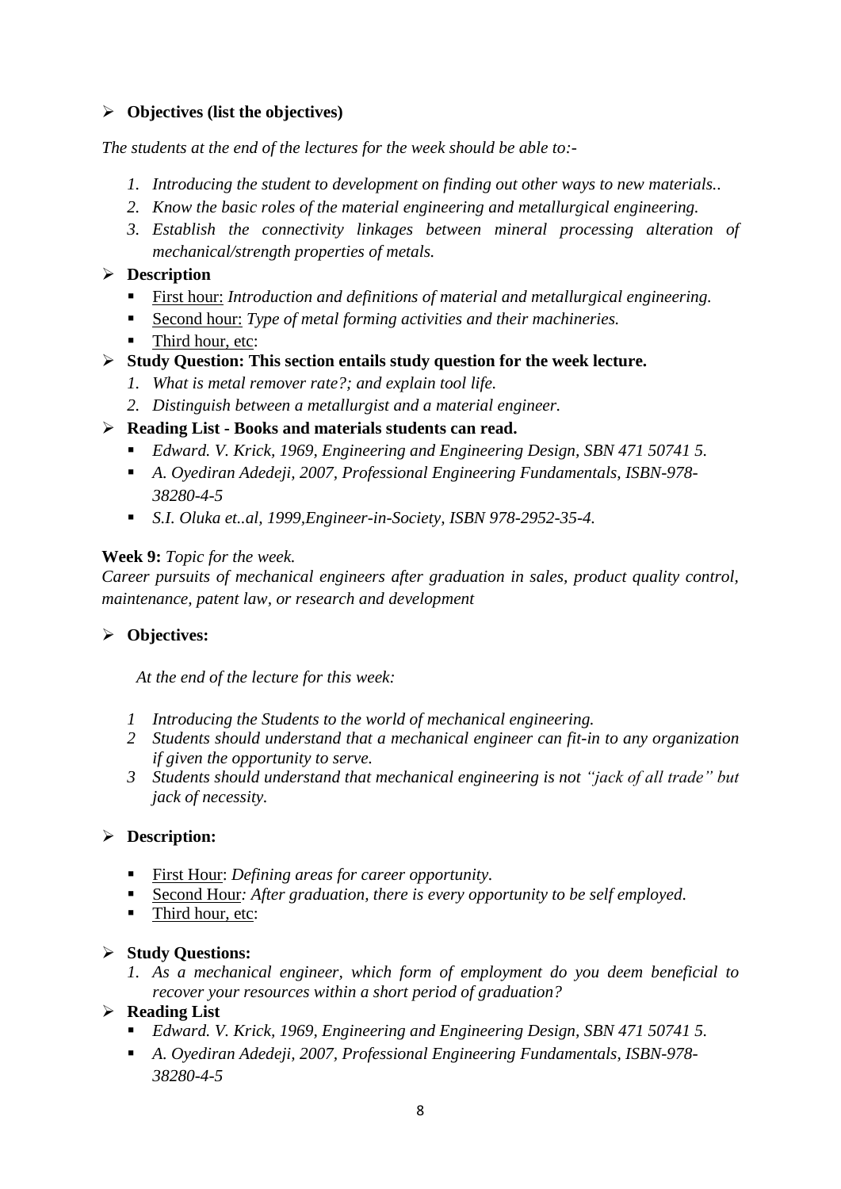- **Objectives (list the objectives)**

*The students at the end of the lectures for the week should be able to:-*

1. *Introducing the student to development on finding out other ways to new materials..*
2. *Know the basic roles of the material engineering and metallurgical engineering.*
3. *Establish the connectivity linkages between mineral processing alteration of mechanical/strength properties of metals.*

- **Description**
  - First hour: *Introduction and definitions of material and metallurgical engineering.*
  - Second hour: *Type of metal forming activities and their machineries.*
  - Third hour, etc:

- **Study Question: This section entails study question for the week lecture.**
  1. *What is metal remover rate?; and explain tool life.*
  2. *Distinguish between a metallurgist and a material engineer.*

- **Reading List - Books and materials students can read.**
  - *Edward. V. Krick, 1969, Engineering and Engineering Design, SBN 471 50741 5.*
  - *A. Oyediran Adedeji, 2007, Professional Engineering Fundamentals, ISBN-978-38280-4-5*
  - *S.I. Oluka et..al, 1999,Engineer-in-Society, ISBN 978-2952-35-4.*

**Week 9:** *Topic for the week.*
*Career pursuits of mechanical engineers after graduation in sales, product quality control, maintenance, patent law, or research and development*

- **Objectives:**

*At the end of the lecture for this week:*

1. *Introducing the Students to the world of mechanical engineering.*
2. *Students should understand that a mechanical engineer can fit-in to any organization if given the opportunity to serve.*
3. *Students should understand that mechanical engineering is not "jack of all trade" but jack of necessity.*

- **Description:**
  - First Hour: *Defining areas for career opportunity.*
  - Second Hour*: After graduation, there is every opportunity to be self employed.*
  - Third hour, etc:

- **Study Questions:**
  1. *As a mechanical engineer, which form of employment do you deem beneficial to recover your resources within a short period of graduation?*

- **Reading List**
  - *Edward. V. Krick, 1969, Engineering and Engineering Design, SBN 471 50741 5.*
  - *A. Oyediran Adedeji, 2007, Professional Engineering Fundamentals, ISBN-978-38280-4-5*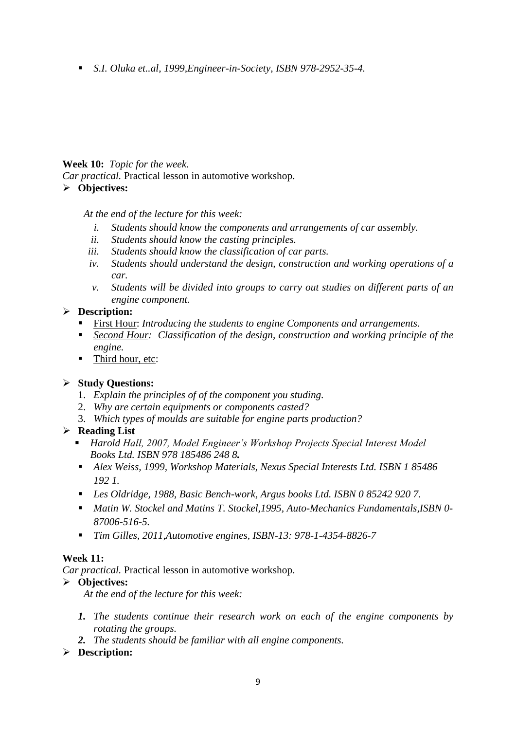- *S.I. Oluka et..al, 1999,Engineer-in-Society, ISBN 978-2952-35-4.*

**Week 10:** *Topic for the week.*

*Car practical.* Practical lesson in automotive workshop.

- **Objectives:**

  *At the end of the lecture for this week:*

  i. *Students should know the components and arrangements of car assembly.*
  ii. *Students should know the casting principles.*
  iii. *Students should know the classification of car parts.*
  iv. *Students should understand the design, construction and working operations of a car.*
  v. *Students will be divided into groups to carry out studies on different parts of an engine component.*

- **Description:**
  - First Hour: *Introducing the students to engine Components and arrangements.*
  - *Second Hour: Classification of the design, construction and working principle of the engine.*
  - Third hour, etc:

- **Study Questions:**
  1. *Explain the principles of of the component you studing.*
  2. *Why are certain equipments or components casted?*
  3. *Which types of moulds are suitable for engine parts production?*

- **Reading List**
  - *Harold Hall, 2007, Model Engineer's Workshop Projects Special Interest Model Books Ltd. ISBN 978 185486 248 8.*
  - *Alex Weiss, 1999, Workshop Materials, Nexus Special Interests Ltd. ISBN 1 85486 192 1.*
  - *Les Oldridge, 1988, Basic Bench-work, Argus books Ltd. ISBN 0 85242 920 7.*
  - *Matin W. Stockel and Matins T. Stockel,1995, Auto-Mechanics Fundamentals,ISBN 0-87006-516-5.*
  - *Tim Gilles, 2011,Automotive engines, ISBN-13: 978-1-4354-8826-7*

**Week 11:**

*Car practical.* Practical lesson in automotive workshop.

- **Objectives:**

  *At the end of the lecture for this week:*

  1. *The students continue their research work on each of the engine components by rotating the groups.*
  2. *The students should be familiar with all engine components.*

- **Description:**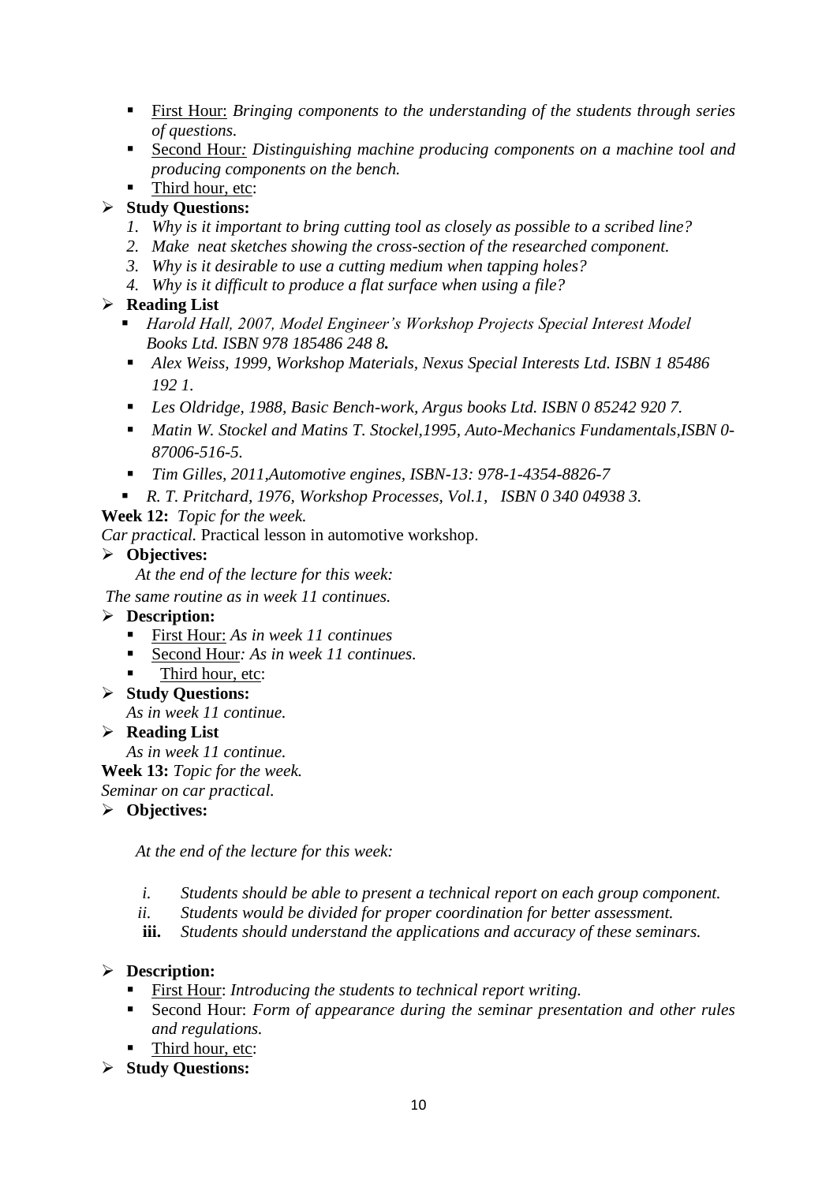- First Hour: *Bringing components to the understanding of the students through series of questions.*
- Second Hour*: Distinguishing machine producing components on a machine tool and producing components on the bench.*
- Third hour, etc:

- **Study Questions:**
  1. *Why is it important to bring cutting tool as closely as possible to a scribed line?*
  2. *Make neat sketches showing the cross-section of the researched component.*
  3. *Why is it desirable to use a cutting medium when tapping holes?*
  4. *Why is it difficult to produce a flat surface when using a file?*

- **Reading List**
  - *Harold Hall, 2007, Model Engineer's Workshop Projects Special Interest Model Books Ltd. ISBN 978 185486 248 8.*
  - *Alex Weiss, 1999, Workshop Materials, Nexus Special Interests Ltd. ISBN 1 85486 192 1.*
  - *Les Oldridge, 1988, Basic Bench-work, Argus books Ltd. ISBN 0 85242 920 7.*
  - *Matin W. Stockel and Matins T. Stockel,1995, Auto-Mechanics Fundamentals,ISBN 0-87006-516-5.*
  - *Tim Gilles, 2011,Automotive engines, ISBN-13: 978-1-4354-8826-7*
  - *R. T. Pritchard, 1976, Workshop Processes, Vol.1, ISBN 0 340 04938 3.*

**Week 12:** *Topic for the week.*

*Car practical.* Practical lesson in automotive workshop.

- **Objectives:**

  *At the end of the lecture for this week:*

  *The same routine as in week 11 continues.*

- **Description:**
  - First Hour: *As in week 11 continues*
  - Second Hour*: As in week 11 continues.*
  - Third hour, etc:

- **Study Questions:**

  *As in week 11 continue.*

- **Reading List**

  *As in week 11 continue.*

**Week 13:** *Topic for the week.*

*Seminar on car practical.*

- **Objectives:**

  *At the end of the lecture for this week:*

  1. *Students should be able to present a technical report on each group component.*
  2. *Students would be divided for proper coordination for better assessment.*
  3. *Students should understand the applications and accuracy of these seminars.*

- **Description:**
  - First Hour: *Introducing the students to technical report writing.*
  - Second Hour: *Form of appearance during the seminar presentation and other rules and regulations.*
  - Third hour, etc:

- **Study Questions:**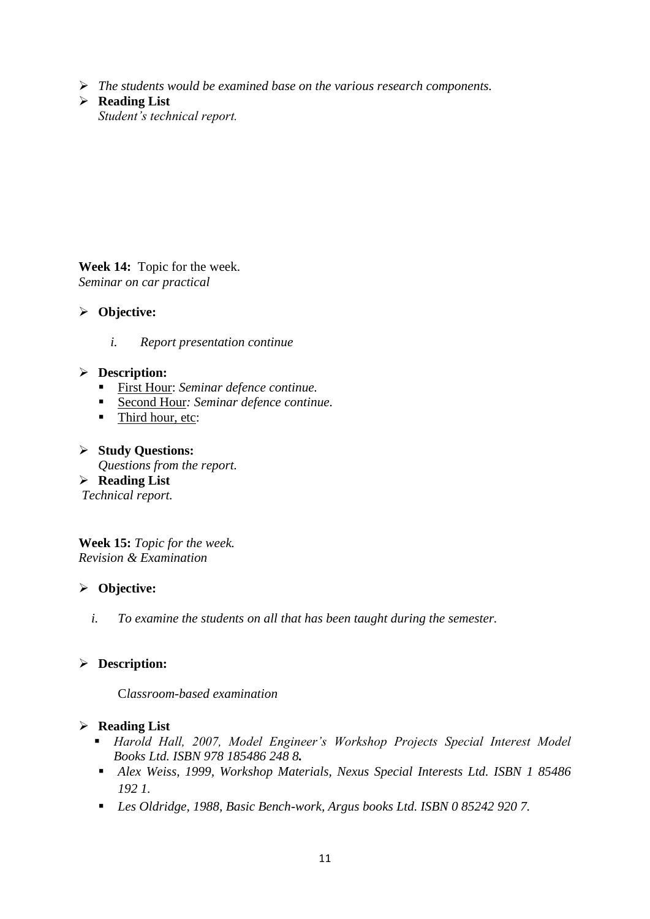- *The students would be examined base on the various research components.*
- **Reading List**
  *Student's technical report.*

**Week 14:** Topic for the week.
*Seminar on car practical*

- **Objective:**

  i. *Report presentation continue*

- **Description:**
  - First Hour: *Seminar defence continue.*
  - Second Hour*: Seminar defence continue.*
  - Third hour, etc:

- **Study Questions:**
  *Questions from the report.*
- **Reading List**

*Technical report.*

**Week 15:** *Topic for the week.*
*Revision & Examination*

- **Objective:**

  i. *To examine the students on all that has been taught during the semester.*

- **Description:**

  C*lassroom-based examination*

- **Reading List**
  - *Harold Hall, 2007, Model Engineer's Workshop Projects Special Interest Model Books Ltd. ISBN 978 185486 248 8.*
  - *Alex Weiss, 1999, Workshop Materials, Nexus Special Interests Ltd. ISBN 1 85486 192 1.*
  - *Les Oldridge, 1988, Basic Bench-work, Argus books Ltd. ISBN 0 85242 920 7.*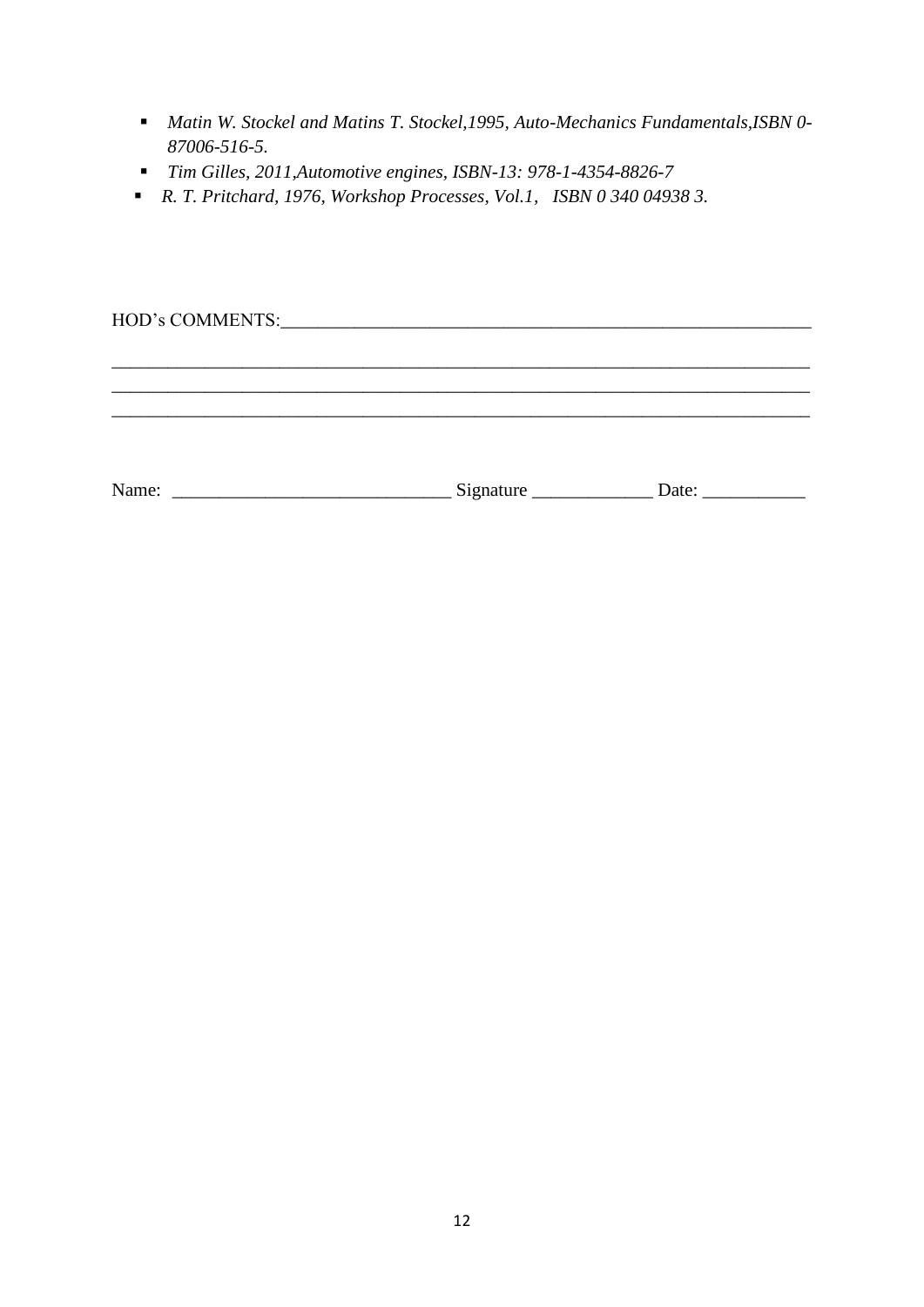- *Matin W. Stockel and Matins T. Stockel,1995, Auto-Mechanics Fundamentals,ISBN 0-87006-516-5.*
- *Tim Gilles, 2011,Automotive engines, ISBN-13: 978-1-4354-8826-7*
- *R. T. Pritchard, 1976, Workshop Processes, Vol.1, ISBN 0 340 04938 3.*

HOD's COMMENTS:___________________________________________________________

___________________________________________________________________________

___________________________________________________________________________

___________________________________________________________________________

Name: ______________________________ Signature _____________ Date: ___________